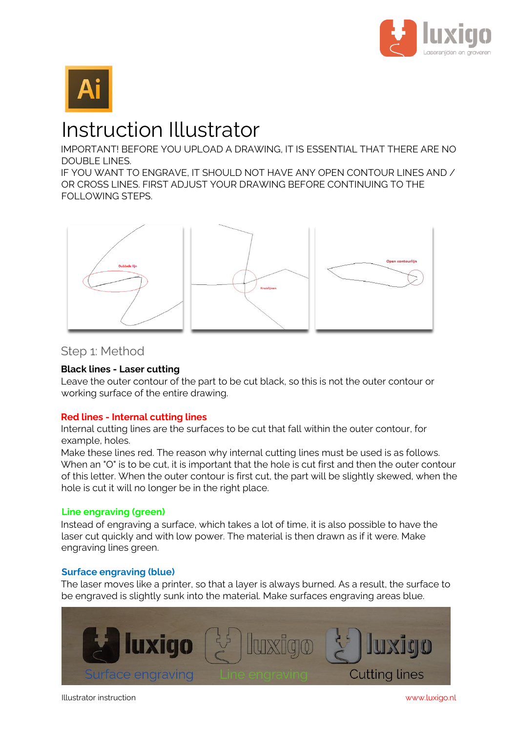# Instruction Illustrator

IMPORTANT! BEFORE YOU UPLOAD A DRAWING, IT IS ESSENTIAL THAT THERE ARE NO DOUBLE LINES.
IF YOU WANT TO ENGRAVE, IT SHOULD NOT HAVE ANY OPEN CONTOUR LINES AND / OR CROSS LINES. FIRST ADJUST YOUR DRAWING BEFORE CONTINUING TO THE FOLLOWING STEPS.

## Step 1: Method

**Black lines - Laser cutting**

Leave the outer contour of the part to be cut black, so this is not the outer contour or working surface of the entire drawing.

**Red lines - Internal cutting lines**

Internal cutting lines are the surfaces to be cut that fall within the outer contour, for example, holes.
Make these lines red. The reason why internal cutting lines must be used is as follows. When an "O" is to be cut, it is important that the hole is cut first and then the outer contour of this letter. When the outer contour is first cut, the part will be slightly skewed, when the hole is cut it will no longer be in the right place.

**Line engraving (green)**

Instead of engraving a surface, which takes a lot of time, it is also possible to have the laser cut quickly and with low power. The material is then drawn as if it were. Make engraving lines green.

**Surface engraving (blue)**

The laser moves like a printer, so that a layer is always burned. As a result, the surface to be engraved is slightly sunk into the material. Make surfaces engraving areas blue.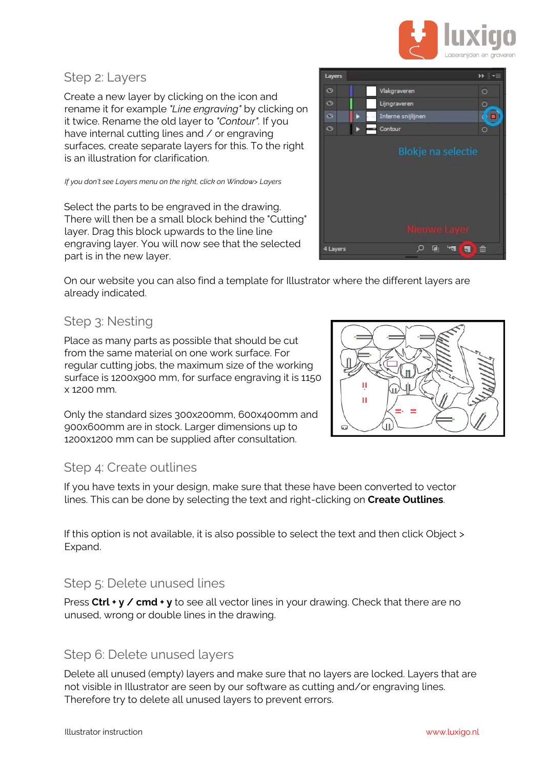## Step 2: Layers

Create a new layer by clicking on the icon and rename it for example *"Line engraving"* by clicking on it twice. Rename the old layer to *"Contour"*. If you have internal cutting lines and / or engraving surfaces, create separate layers for this. To the right is an illustration for clarification.

*If you don't see Layers menu on the right, click on Window> Layers*

Select the parts to be engraved in the drawing. There will then be a small block behind the "Cutting" layer. Drag this block upwards to the line line engraving layer. You will now see that the selected part is in the new layer.

On our website you can also find a template for Illustrator where the different layers are already indicated.

## Step 3: Nesting

Place as many parts as possible that should be cut from the same material on one work surface. For regular cutting jobs, the maximum size of the working surface is 1200x900 mm, for surface engraving it is 1150 x 1200 mm.

Only the standard sizes 300x200mm, 600x400mm and 900x600mm are in stock. Larger dimensions up to 1200x1200 mm can be supplied after consultation.

## Step 4: Create outlines

If you have texts in your design, make sure that these have been converted to vector lines. This can be done by selecting the text and right-clicking on **Create Outlines**.

If this option is not available, it is also possible to select the text and then click Object > Expand.

## Step 5: Delete unused lines

Press **Ctrl + y / cmd + y** to see all vector lines in your drawing. Check that there are no unused, wrong or double lines in the drawing.

## Step 6: Delete unused layers

Delete all unused (empty) layers and make sure that no layers are locked. Layers that are not visible in Illustrator are seen by our software as cutting and/or engraving lines. Therefore try to delete all unused layers to prevent errors.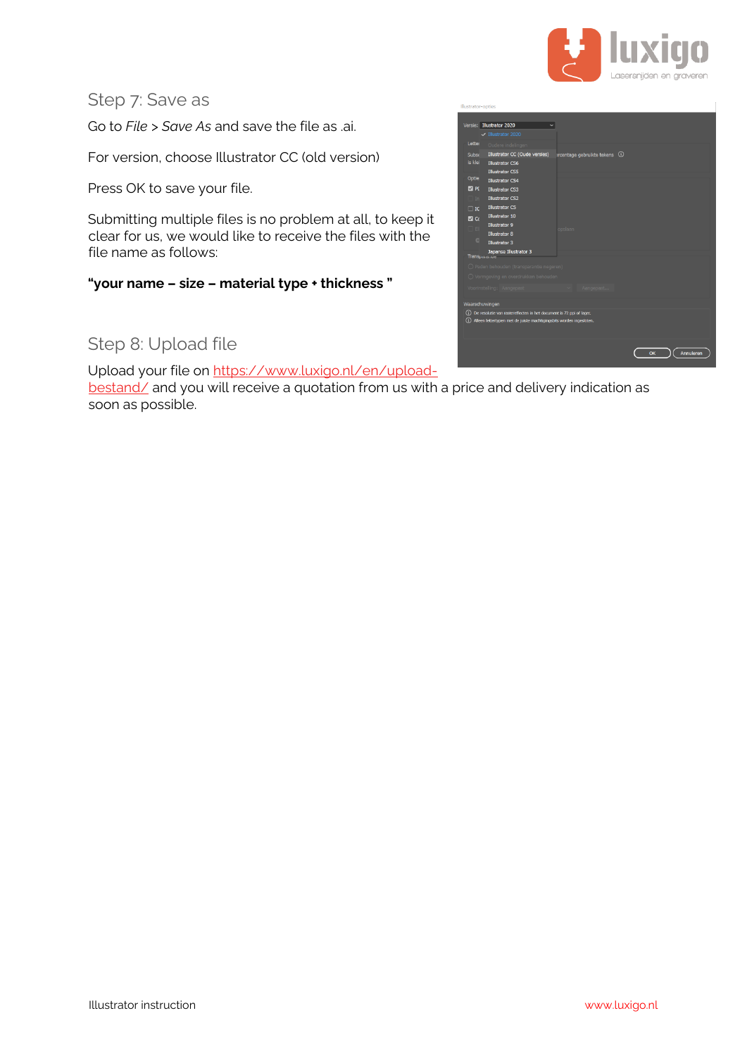## Step 7: Save as

Go to *File* > *Save As* and save the file as .ai.

For version, choose Illustrator CC (old version)

Press OK to save your file.

Submitting multiple files is no problem at all, to keep it clear for us, we would like to receive the files with the file name as follows:

**"your name – size – material type + thickness "**

## Step 8: Upload file

Upload your file on https://www.luxigo.nl/en/upload-bestand/ and you will receive a quotation from us with a price and delivery indication as soon as possible.